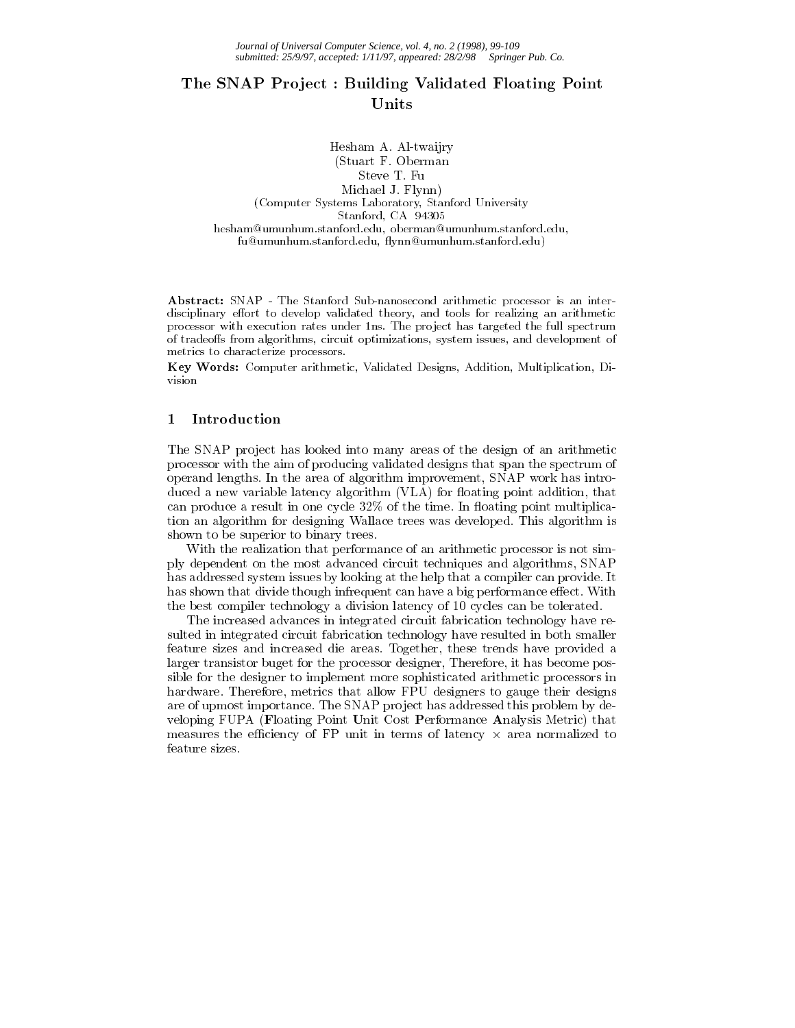# The SNAP Project : Building Validated Floating Point Units

Hesham A. Al-twaijry  
(Stuart F. Oberman  
Steve T. Fu  
Michael J. Flynn)  
(Computer Systems Laboratory, Stanford University  
Stanford, CA 94305  
hesham@umunhum.stanford.edu, oberman@umunhum.stanford.edu,  
fu@umunhum.stanford.edu, flynn@umunhum.stanford.edu)

**Abstract:** SNAP - The Stanford Sub-nanosecond arithmetic processor is an interdisciplinary effort to develop validated theory, and tools for realizing an arithmetic processor with execution rates under 1ns. The project has targeted the full spectrum of tradeoffs from algorithms, circuit optimizations, system issues, and development of metrics to characterize processors.

**Key Words:** Computer arithmetic, Validated Designs, Addition, Multiplication, Division

## 1 Introduction

The SNAP project has looked into many areas of the design of an arithmetic processor with the aim of producing validated designs that span the spectrum of operand lengths. In the area of algorithm improvement, SNAP work has introduced a new variable latency algorithm (VLA) for floating point addition, that can produce a result in one cycle 32% of the time. In floating point multiplication an algorithm for designing Wallace trees was developed. This algorithm is shown to be superior to binary trees.

With the realization that performance of an arithmetic processor is not simply dependent on the most advanced circuit techniques and algorithms, SNAP has addressed system issues by looking at the help that a compiler can provide. It has shown that divide though infrequent can have a big performance effect. With the best compiler technology a division latency of 10 cycles can be tolerated.

The increased advances in integrated circuit fabrication technology have resulted in integrated circuit fabrication technology have resulted in both smaller feature sizes and increased die areas. Together, these trends have provided a larger transistor buget for the processor designer, Therefore, it has become possible for the designer to implement more sophisticated arithmetic processors in hardware. Therefore, metrics that allow FPU designers to gauge their designs are of upmost importance. The SNAP project has addressed this problem by developing FUPA (**F**loating Point **U**nit Cost **P**erformance **A**nalysis Metric) that measures the efficiency of FP unit in terms of latency $\times$ area normalized to feature sizes.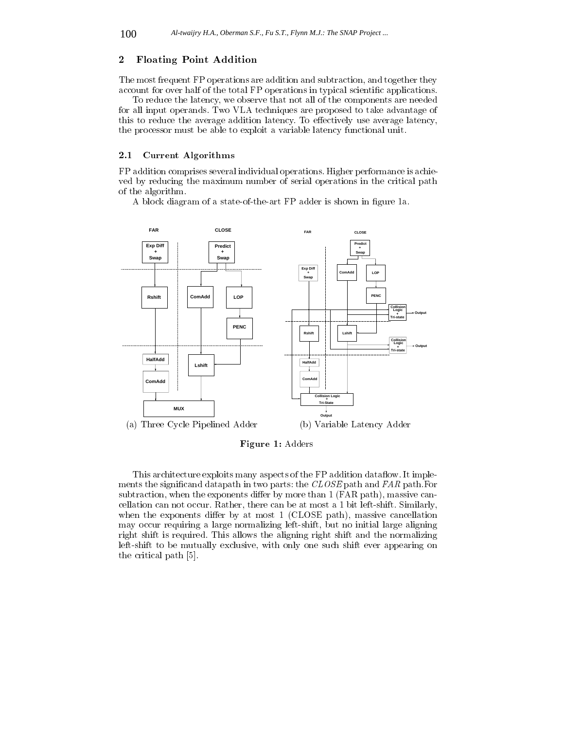## 2 Floating Point Addition

The most frequent FP operations are addition and subtraction, and together they account for over half of the total FP operations in typical scientific applications.

To reduce the latency, we observe that not all of the components are needed for all input operands. Two VLA techniques are proposed to take advantage of this to reduce the average addition latency. To effectively use average latency, the processor must be able to exploit a variable latency functional unit.

### 2.1 Current Algorithms

FP addition comprises several individual operations. Higher performance is achieved by reducing the maximum number of serial operations in the critical path of the algorithm.

A block diagram of a state-of-the-art FP adder is shown in figure 1a.

(a) Three Cycle Pipelined Adder (b) Variable Latency Adder

**Figure 1:** Adders

This architecture exploits many aspects of the FP addition dataflow. It implements the significand datapath in two parts: the *CLOSE* path and *FAR* path. For subtraction, when the exponents differ by more than 1 (FAR path), massive cancellation can not occur. Rather, there can be at most a 1 bit left-shift. Similarly, when the exponents differ by at most 1 (CLOSE path), massive cancellation may occur requiring a large normalizing left-shift, but no initial large aligning right shift is required. This allows the aligning right shift and the normalizing left-shift to be mutually exclusive, with only one such shift ever appearing on the critical path [5].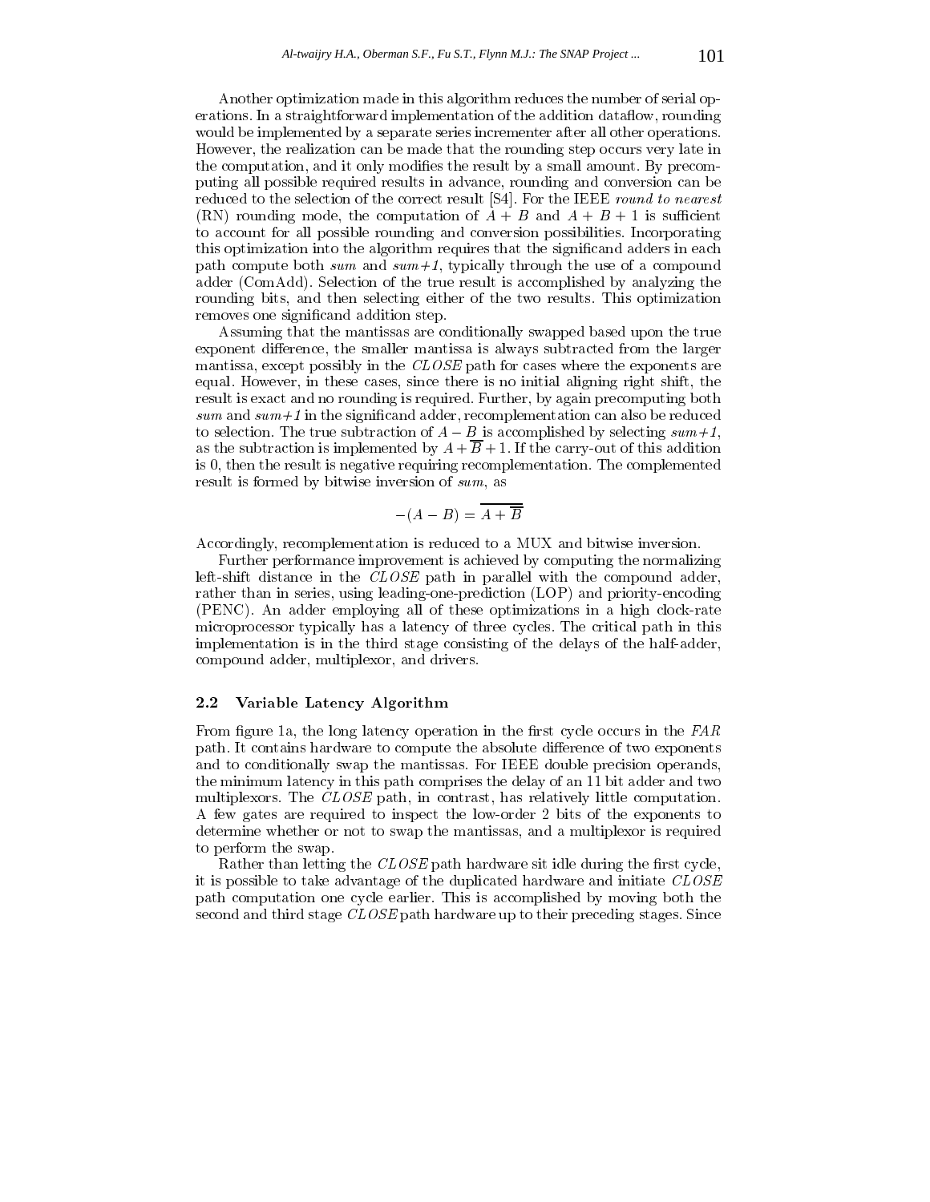Another optimization made in this algorithm reduces the number of serial operations. In a straightforward implementation of the addition dataflow, rounding would be implemented by a separate series incrementer after all other operations. However, the realization can be made that the rounding step occurs very late in the computation, and it only modifies the result by a small amount. By precomputing all possible required results in advance, rounding and conversion can be reduced to the selection of the correct result [S4]. For the IEEE *round to nearest* (RN) rounding mode, the computation of $A + B$ and $A + B + 1$ is sufficient to account for all possible rounding and conversion possibilities. Incorporating this optimization into the algorithm requires that the significand adders in each path compute both *sum* and *sum+1*, typically through the use of a compound adder (ComAdd). Selection of the true result is accomplished by analyzing the rounding bits, and then selecting either of the two results. This optimization removes one significand addition step.

Assuming that the mantissas are conditionally swapped based upon the true exponent difference, the smaller mantissa is always subtracted from the larger mantissa, except possibly in the *CLOSE* path for cases where the exponents are equal. However, in these cases, since there is no initial aligning right shift, the result is exact and no rounding is required. Further, by again precomputing both *sum* and *sum+1* in the significand adder, recomplementation can also be reduced to selection. The true subtraction of $A - B$ is accomplished by selecting *sum+1*, as the subtraction is implemented by $A + \overline{B} + 1$. If the carry-out of this addition is 0, then the result is negative requiring recomplementation. The complemented result is formed by bitwise inversion of *sum*, as

$$-(A - B) = \overline{A + \overline{B}}$$

Accordingly, recomplementation is reduced to a MUX and bitwise inversion.

Further performance improvement is achieved by computing the normalizing left-shift distance in the *CLOSE* path in parallel with the compound adder, rather than in series, using leading-one-prediction (LOP) and priority-encoding (PENC). An adder employing all of these optimizations in a high clock-rate microprocessor typically has a latency of three cycles. The critical path in this implementation is in the third stage consisting of the delays of the half-adder, compound adder, multiplexor, and drivers.

## 2.2 Variable Latency Algorithm

From figure 1a, the long latency operation in the first cycle occurs in the *FAR* path. It contains hardware to compute the absolute difference of two exponents and to conditionally swap the mantissas. For IEEE double precision operands, the minimum latency in this path comprises the delay of an 11 bit adder and two multiplexors. The *CLOSE* path, in contrast, has relatively little computation. A few gates are required to inspect the low-order 2 bits of the exponents to determine whether or not to swap the mantissas, and a multiplexor is required to perform the swap.

Rather than letting the *CLOSE* path hardware sit idle during the first cycle, it is possible to take advantage of the duplicated hardware and initiate *CLOSE* path computation one cycle earlier. This is accomplished by moving both the second and third stage *CLOSE* path hardware up to their preceding stages. Since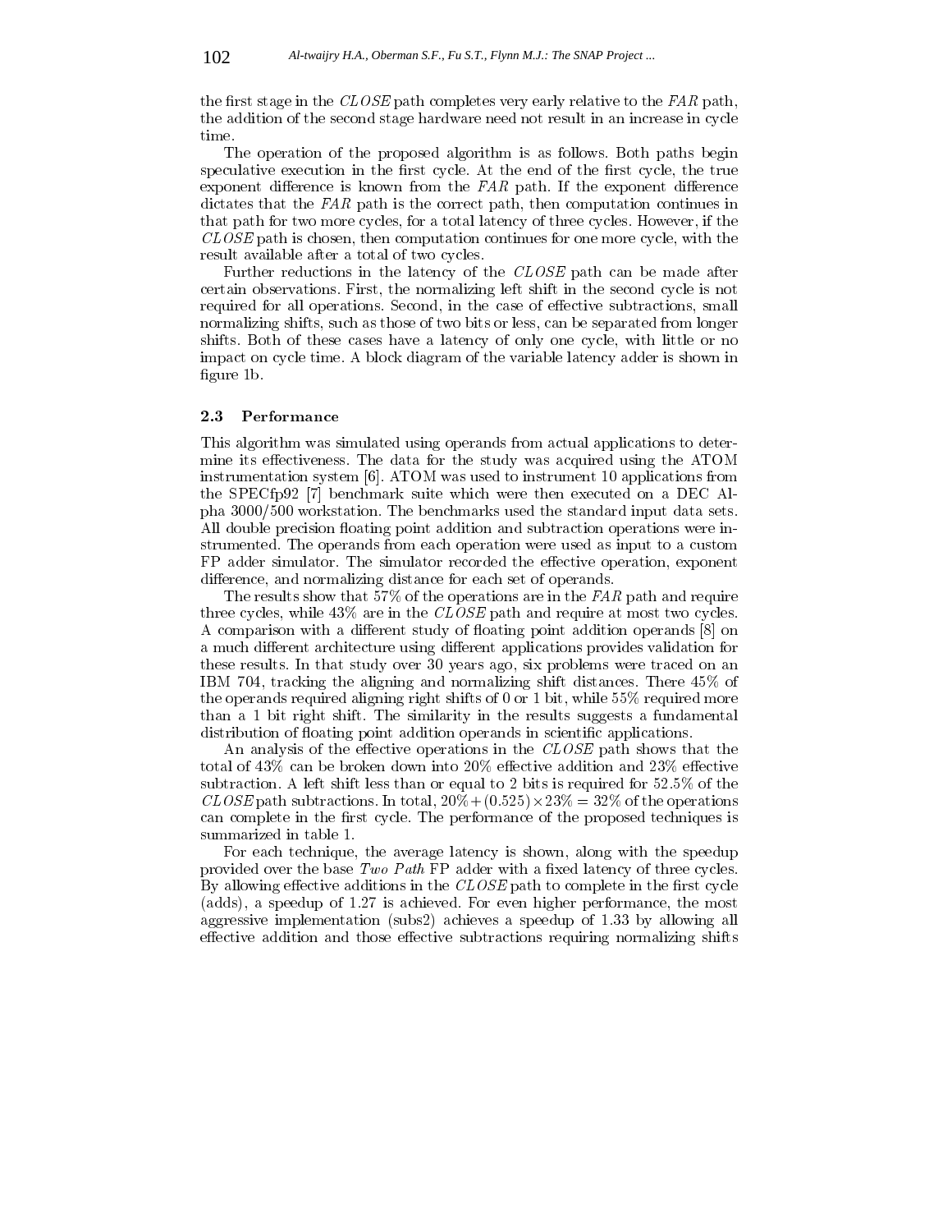the first stage in the *CLOSE* path completes very early relative to the *FAR* path, the addition of the second stage hardware need not result in an increase in cycle time.

The operation of the proposed algorithm is as follows. Both paths begin speculative execution in the first cycle. At the end of the first cycle, the true exponent difference is known from the *FAR* path. If the exponent difference dictates that the *FAR* path is the correct path, then computation continues in that path for two more cycles, for a total latency of three cycles. However, if the *CLOSE* path is chosen, then computation continues for one more cycle, with the result available after a total of two cycles.

Further reductions in the latency of the *CLOSE* path can be made after certain observations. First, the normalizing left shift in the second cycle is not required for all operations. Second, in the case of effective subtractions, small normalizing shifts, such as those of two bits or less, can be separated from longer shifts. Both of these cases have a latency of only one cycle, with little or no impact on cycle time. A block diagram of the variable latency adder is shown in figure 1b.

### 2.3 Performance

This algorithm was simulated using operands from actual applications to determine its effectiveness. The data for the study was acquired using the ATOM instrumentation system [6]. ATOM was used to instrument 10 applications from the SPECfp92 [7] benchmark suite which were then executed on a DEC Alpha 3000/500 workstation. The benchmarks used the standard input data sets. All double precision floating point addition and subtraction operations were instrumented. The operands from each operation were used as input to a custom FP adder simulator. The simulator recorded the effective operation, exponent difference, and normalizing distance for each set of operands.

The results show that 57% of the operations are in the *FAR* path and require three cycles, while 43% are in the *CLOSE* path and require at most two cycles. A comparison with a different study of floating point addition operands [8] on a much different architecture using different applications provides validation for these results. In that study over 30 years ago, six problems were traced on an IBM 704, tracking the aligning and normalizing shift distances. There 45% of the operands required aligning right shifts of 0 or 1 bit, while 55% required more than a 1 bit right shift. The similarity in the results suggests a fundamental distribution of floating point addition operands in scientific applications.

An analysis of the effective operations in the *CLOSE* path shows that the total of 43% can be broken down into 20% effective addition and 23% effective subtraction. A left shift less than or equal to 2 bits is required for 52.5% of the *CLOSE* path subtractions. In total, $20\% + (0.525) \times 23\% = 32\%$ of the operations can complete in the first cycle. The performance of the proposed techniques is summarized in table 1.

For each technique, the average latency is shown, along with the speedup provided over the base *Two Path* FP adder with a fixed latency of three cycles. By allowing effective additions in the *CLOSE* path to complete in the first cycle (adds), a speedup of 1.27 is achieved. For even higher performance, the most aggressive implementation (subs2) achieves a speedup of 1.33 by allowing all effective addition and those effective subtractions requiring normalizing shifts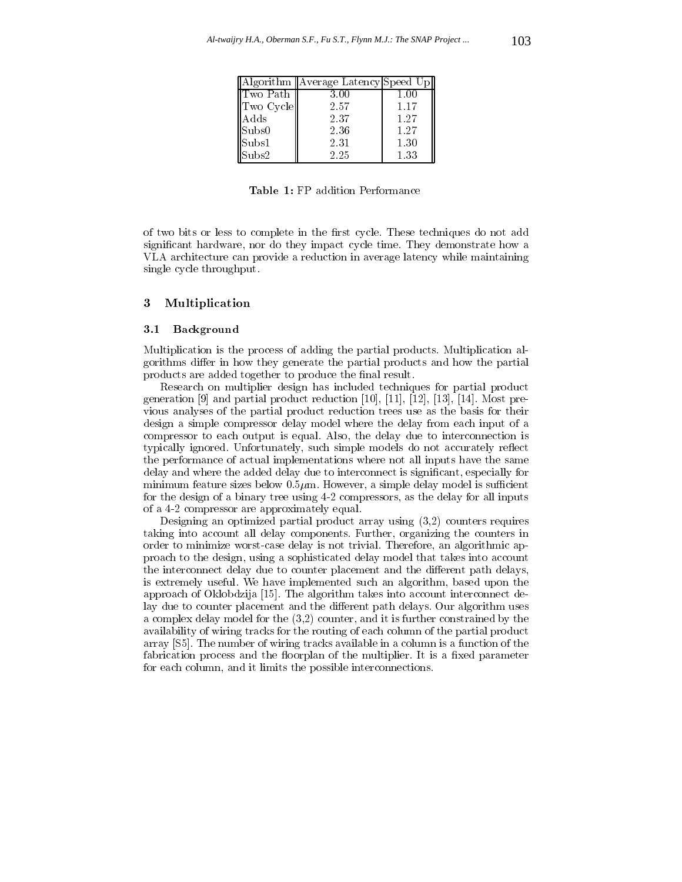| Algorithm | Average Latency | Speed Up |
|---|---|---|
| Two Path | 3.00 | 1.00 |
| Two Cycle | 2.57 | 1.17 |
| Adds | 2.37 | 1.27 |
| Subs0 | 2.36 | 1.27 |
| Subs1 | 2.31 | 1.30 |
| Subs2 | 2.25 | 1.33 |

**Table 1:** FP addition Performance

of two bits or less to complete in the first cycle. These techniques do not add significant hardware, nor do they impact cycle time. They demonstrate how a VLA architecture can provide a reduction in average latency while maintaining single cycle throughput.

## 3 Multiplication

### 3.1 Background

Multiplication is the process of adding the partial products. Multiplication algorithms differ in how they generate the partial products and how the partial products are added together to produce the final result.

Research on multiplier design has included techniques for partial product generation [9] and partial product reduction [10], [11], [12], [13], [14]. Most previous analyses of the partial product reduction trees use as the basis for their design a simple compressor delay model where the delay from each input of a compressor to each output is equal. Also, the delay due to interconnection is typically ignored. Unfortunately, such simple models do not accurately reflect the performance of actual implementations where not all inputs have the same delay and where the added delay due to interconnect is significant, especially for minimum feature sizes below $0.5\mu$m. However, a simple delay model is sufficient for the design of a binary tree using 4-2 compressors, as the delay for all inputs of a 4-2 compressor are approximately equal.

Designing an optimized partial product array using (3,2) counters requires taking into account all delay components. Further, organizing the counters in order to minimize worst-case delay is not trivial. Therefore, an algorithmic approach to the design, using a sophisticated delay model that takes into account the interconnect delay due to counter placement and the different path delays, is extremely useful. We have implemented such an algorithm, based upon the approach of Oklobdzija [15]. The algorithm takes into account interconnect delay due to counter placement and the different path delays. Our algorithm uses a complex delay model for the (3,2) counter, and it is further constrained by the availability of wiring tracks for the routing of each column of the partial product array [S5]. The number of wiring tracks available in a column is a function of the fabrication process and the floorplan of the multiplier. It is a fixed parameter for each column, and it limits the possible interconnections.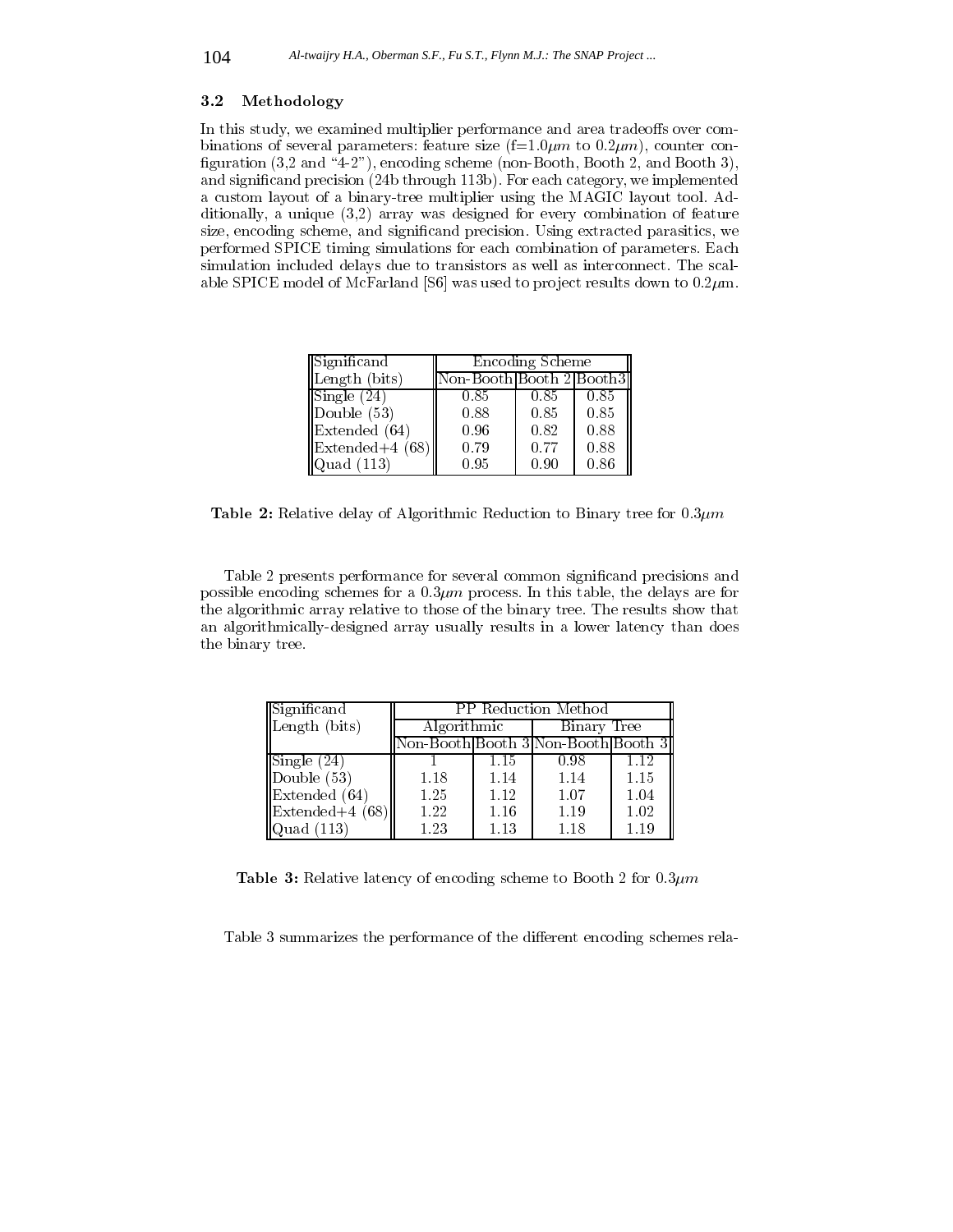### 3.2 Methodology

In this study, we examined multiplier performance and area tradeoffs over combinations of several parameters: feature size (f=1.0$\mu m$ to 0.2$\mu m$), counter configuration (3,2 and "4-2"), encoding scheme (non-Booth, Booth 2, and Booth 3), and significand precision (24b through 113b). For each category, we implemented a custom layout of a binary-tree multiplier using the MAGIC layout tool. Additionally, a unique (3,2) array was designed for every combination of feature size, encoding scheme, and significand precision. Using extracted parasitics, we performed SPICE timing simulations for each combination of parameters. Each simulation included delays due to transistors as well as interconnect. The scalable SPICE model of McFarland [S6] was used to project results down to 0.2$\mu$m.

| Significand Length (bits) | Encoding Scheme | | |
|---|---|---|---|
| | Non-Booth | Booth 2 | Booth3 |
| Single (24) | 0.85 | 0.85 | 0.85 |
| Double (53) | 0.88 | 0.85 | 0.85 |
| Extended (64) | 0.96 | 0.82 | 0.88 |
| Extended+4 (68) | 0.79 | 0.77 | 0.88 |
| Quad (113) | 0.95 | 0.90 | 0.86 |

**Table 2:** Relative delay of Algorithmic Reduction to Binary tree for 0.3$\mu m$

Table 2 presents performance for several common significand precisions and possible encoding schemes for a 0.3$\mu m$ process. In this table, the delays are for the algorithmic array relative to those of the binary tree. The results show that an algorithmically-designed array usually results in a lower latency than does the binary tree.

| Significand Length (bits) | PP Reduction Method | | | |
|---|---|---|---|---|
| | Algorithmic | | Binary Tree | |
| | Non-Booth | Booth 3 | Non-Booth | Booth 3 |
| Single (24) | 1 | 1.15 | 0.98 | 1.12 |
| Double (53) | 1.18 | 1.14 | 1.14 | 1.15 |
| Extended (64) | 1.25 | 1.12 | 1.07 | 1.04 |
| Extended+4 (68) | 1.22 | 1.16 | 1.19 | 1.02 |
| Quad (113) | 1.23 | 1.13 | 1.18 | 1.19 |

**Table 3:** Relative latency of encoding scheme to Booth 2 for 0.3$\mu m$

Table 3 summarizes the performance of the different encoding schemes rela-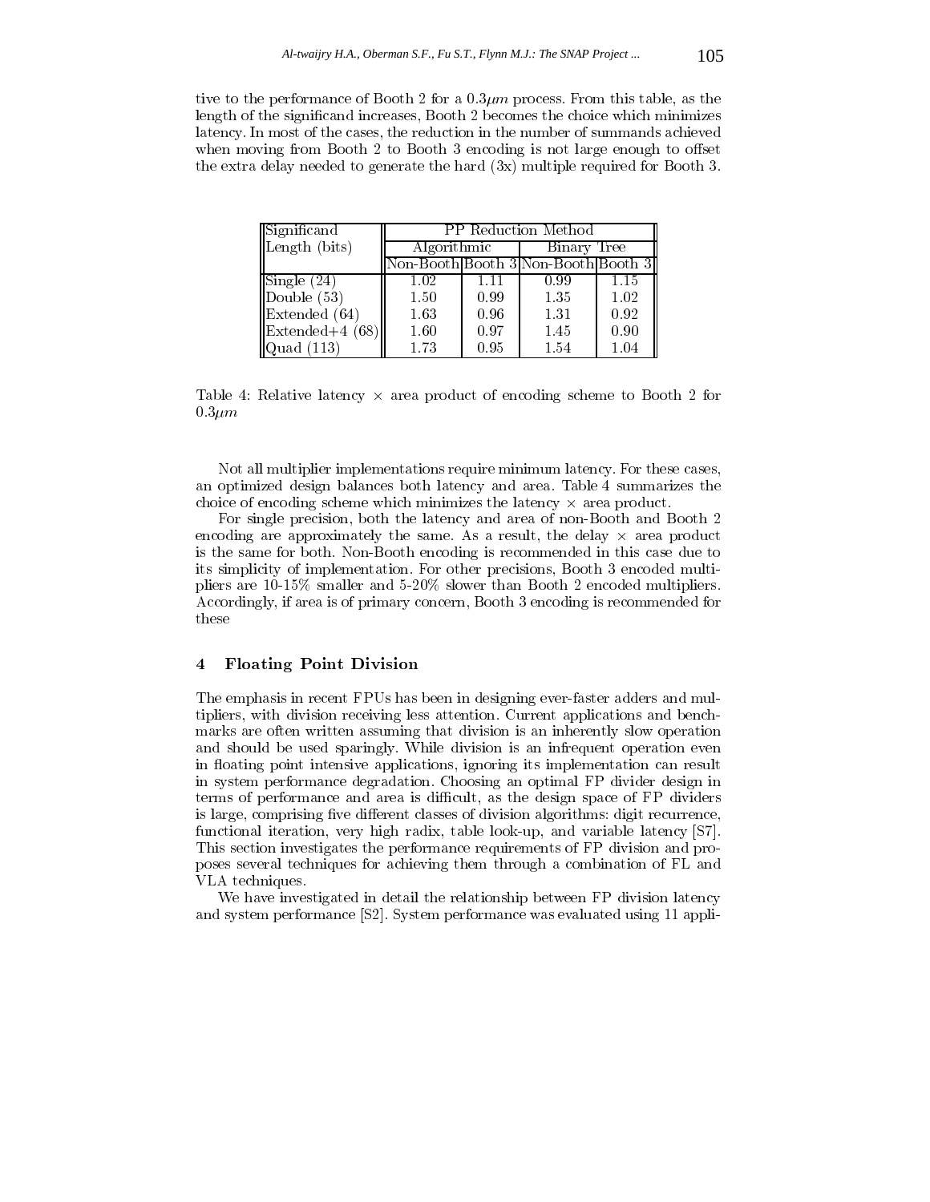tive to the performance of Booth 2 for a $0.3\mu m$ process. From this table, as the length of the significand increases, Booth 2 becomes the choice which minimizes latency. In most of the cases, the reduction in the number of summands achieved when moving from Booth 2 to Booth 3 encoding is not large enough to offset the extra delay needed to generate the hard (3x) multiple required for Booth 3.

| Significand Length (bits) | PP Reduction Method | | | |
|---|---|---|---|---|
| | Algorithmic | | Binary Tree | |
| | Non-Booth | Booth 3 | Non-Booth | Booth 3 |
| Single (24) | 1.02 | 1.11 | 0.99 | 1.15 |
| Double (53) | 1.50 | 0.99 | 1.35 | 1.02 |
| Extended (64) | 1.63 | 0.96 | 1.31 | 0.92 |
| Extended+4 (68) | 1.60 | 0.97 | 1.45 | 0.90 |
| Quad (113) | 1.73 | 0.95 | 1.54 | 1.04 |

Table 4: Relative latency $\times$ area product of encoding scheme to Booth 2 for $0.3\mu m$

Not all multiplier implementations require minimum latency. For these cases, an optimized design balances both latency and area. Table 4 summarizes the choice of encoding scheme which minimizes the latency $\times$ area product.

For single precision, both the latency and area of non-Booth and Booth 2 encoding are approximately the same. As a result, the delay $\times$ area product is the same for both. Non-Booth encoding is recommended in this case due to its simplicity of implementation. For other precisions, Booth 3 encoded multipliers are 10-15% smaller and 5-20% slower than Booth 2 encoded multipliers. Accordingly, if area is of primary concern, Booth 3 encoding is recommended for these

## 4 Floating Point Division

The emphasis in recent FPUs has been in designing ever-faster adders and multipliers, with division receiving less attention. Current applications and benchmarks are often written assuming that division is an inherently slow operation and should be used sparingly. While division is an infrequent operation even in floating point intensive applications, ignoring its implementation can result in system performance degradation. Choosing an optimal FP divider design in terms of performance and area is difficult, as the design space of FP dividers is large, comprising five different classes of division algorithms: digit recurrence, functional iteration, very high radix, table look-up, and variable latency [S7]. This section investigates the performance requirements of FP division and proposes several techniques for achieving them through a combination of FL and VLA techniques.

We have investigated in detail the relationship between FP division latency and system performance [S2]. System performance was evaluated using 11 appli-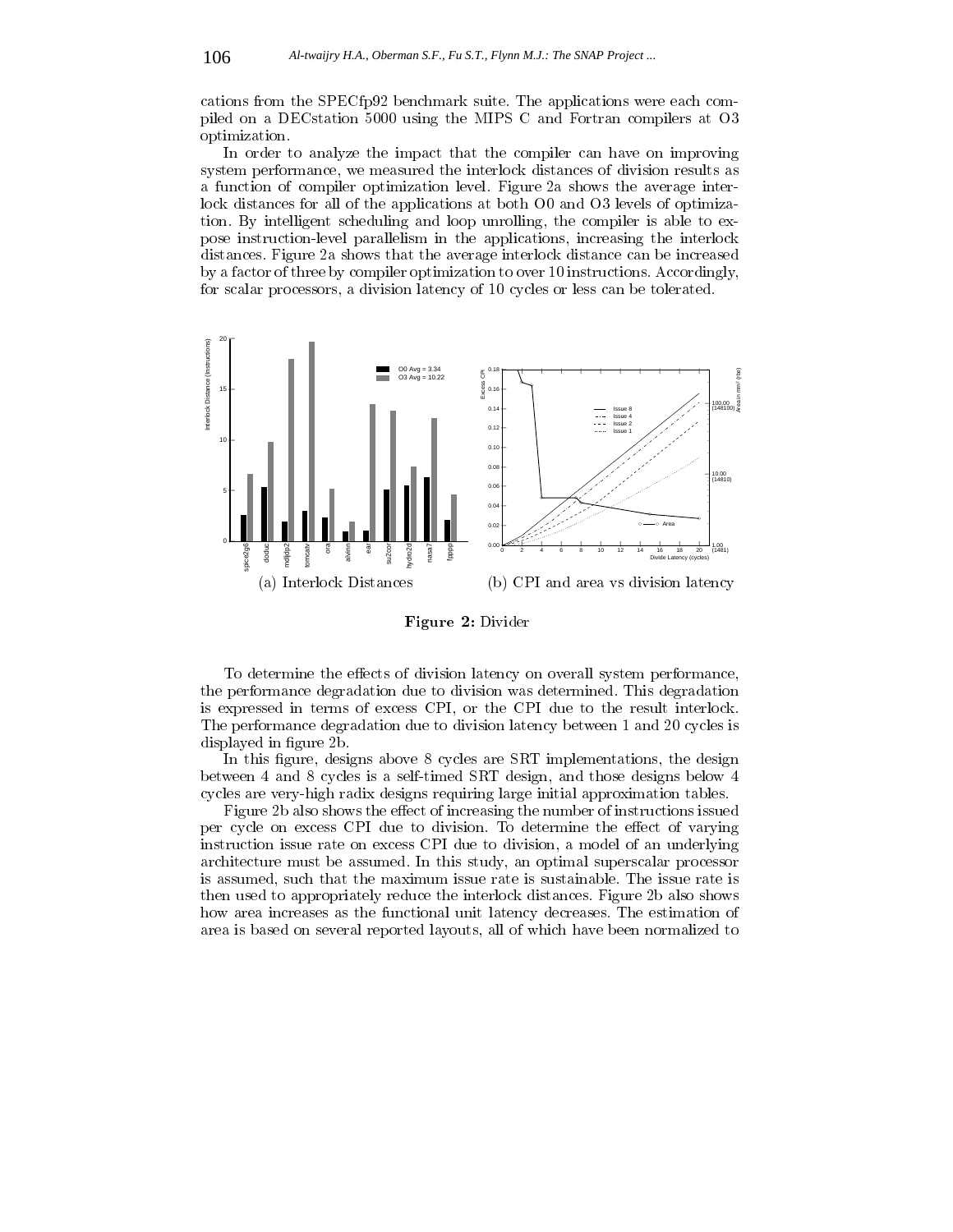cations from the SPECfp92 benchmark suite. The applications were each compiled on a DECstation 5000 using the MIPS C and Fortran compilers at O3 optimization.

In order to analyze the impact that the compiler can have on improving system performance, we measured the interlock distances of division results as a function of compiler optimization level. Figure 2a shows the average interlock distances for all of the applications at both O0 and O3 levels of optimization. By intelligent scheduling and loop unrolling, the compiler is able to expose instruction-level parallelism in the applications, increasing the interlock distances. Figure 2a shows that the average interlock distance can be increased by a factor of three by compiler optimization to over 10 instructions. Accordingly, for scalar processors, a division latency of 10 cycles or less can be tolerated.

(a) Interlock Distances

(b) CPI and area vs division latency

**Figure 2:** Divider

To determine the effects of division latency on overall system performance, the performance degradation due to division was determined. This degradation is expressed in terms of excess CPI, or the CPI due to the result interlock. The performance degradation due to division latency between 1 and 20 cycles is displayed in figure 2b.

In this figure, designs above 8 cycles are SRT implementations, the design between 4 and 8 cycles is a self-timed SRT design, and those designs below 4 cycles are very-high radix designs requiring large initial approximation tables.

Figure 2b also shows the effect of increasing the number of instructions issued per cycle on excess CPI due to division. To determine the effect of varying instruction issue rate on excess CPI due to division, a model of an underlying architecture must be assumed. In this study, an optimal superscalar processor is assumed, such that the maximum issue rate is sustainable. The issue rate is then used to appropriately reduce the interlock distances. Figure 2b also shows how area increases as the functional unit latency decreases. The estimation of area is based on several reported layouts, all of which have been normalized to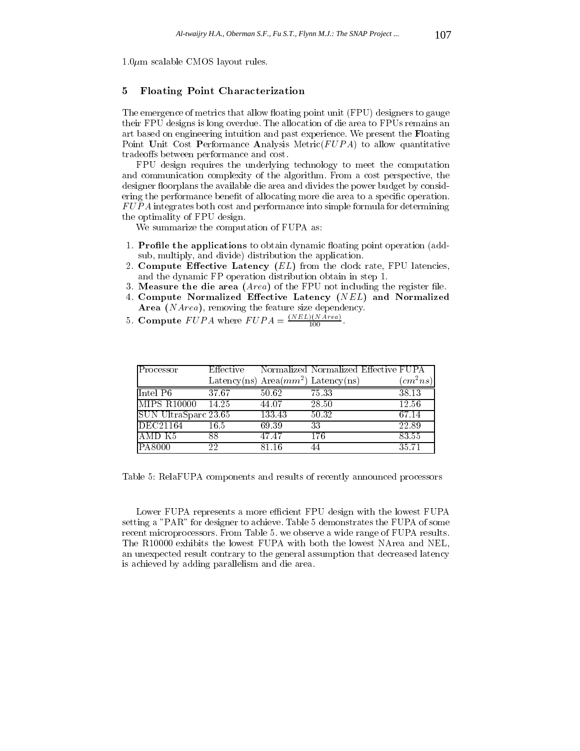1.0$\mu$m scalable CMOS layout rules.

## 5 Floating Point Characterization

The emergence of metrics that allow floating point unit (FPU) designers to gauge their FPU designs is long overdue. The allocation of die area to FPUs remains an art based on engineering intuition and past experience. We present the **F**loating Point **U**nit Cost **P**erformance **A**nalysis Metric($FUPA$) to allow quantitative tradeoffs between performance and cost.

FPU design requires the underlying technology to meet the computation and communication complexity of the algorithm. From a cost perspective, the designer floorplans the available die area and divides the power budget by considering the performance benefit of allocating more die area to a specific operation. $FUPA$ integrates both cost and performance into simple formula for determining the optimality of FPU design.

We summarize the computation of FUPA as:

1. **Profile the applications** to obtain dynamic floating point operation (add-sub, multiply, and divide) distribution the application.
2. **Compute Effective Latency** ($EL$) from the clock rate, FPU latencies, and the dynamic FP operation distribution obtain in step 1.
3. **Measure the die area** ($Area$) of the FPU not including the register file.
4. **Compute Normalized Effective Latency** ($NEL$) **and Normalized Area** ($NArea$), removing the feature size dependency.
5. **Compute** $FUPA$ where $FUPA = \frac{(NEL)(NArea)}{100}$.

| Processor | Effective Latency(ns) | Normalized Area($mm^2$) | Normalized Effective Latency(ns) | FUPA ($cm^2ns$) |
|---|---|---|---|---|
| Intel P6 | 37.67 | 50.62 | 75.33 | 38.13 |
| MIPS R10000 | 14.25 | 44.07 | 28.50 | 12.56 |
| SUN UltraSparc | 23.65 | 133.43 | 50.32 | 67.14 |
| DEC21164 | 16.5 | 69.39 | 33 | 22.89 |
| AMD K5 | 88 | 47.47 | 176 | 83.55 |
| PA8000 | 22 | 81.16 | 44 | 35.71 |

Table 5: RelaFUPA components and results of recently announced processors

Lower FUPA represents a more efficient FPU design with the lowest FUPA setting a "PAR" for designer to achieve. Table 5 demonstrates the FUPA of some recent microprocessors. From Table 5. we observe a wide range of FUPA results. The R10000 exhibits the lowest FUPA with both the lowest NArea and NEL, an unexpected result contrary to the general assumption that decreased latency is achieved by adding parallelism and die area.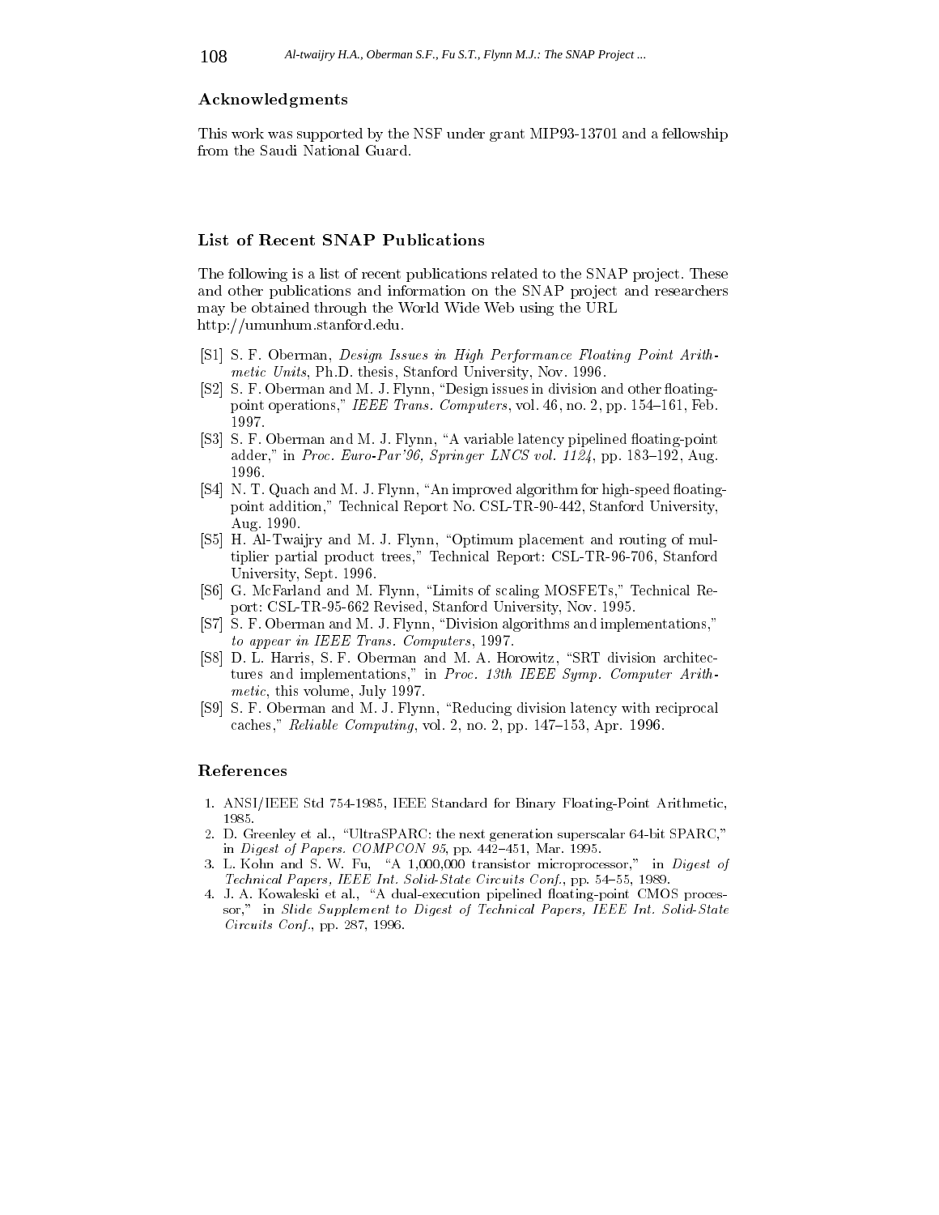## Acknowledgments

This work was supported by the NSF under grant MIP93-13701 and a fellowship from the Saudi National Guard.

## List of Recent SNAP Publications

The following is a list of recent publications related to the SNAP project. These and other publications and information on the SNAP project and researchers may be obtained through the World Wide Web using the URL
http://umunhum.stanford.edu.

- [S1] S. F. Oberman, *Design Issues in High Performance Floating Point Arithmetic Units*, Ph.D. thesis, Stanford University, Nov. 1996.
- [S2] S. F. Oberman and M. J. Flynn, "Design issues in division and other floating-point operations," *IEEE Trans. Computers*, vol. 46, no. 2, pp. 154–161, Feb. 1997.
- [S3] S. F. Oberman and M. J. Flynn, "A variable latency pipelined floating-point adder," in *Proc. Euro-Par'96, Springer LNCS vol. 1124*, pp. 183–192, Aug. 1996.
- [S4] N. T. Quach and M. J. Flynn, "An improved algorithm for high-speed floating-point addition," Technical Report No. CSL-TR-90-442, Stanford University, Aug. 1990.
- [S5] H. Al-Twaijry and M. J. Flynn, "Optimum placement and routing of multiplier partial product trees," Technical Report: CSL-TR-96-706, Stanford University, Sept. 1996.
- [S6] G. McFarland and M. Flynn, "Limits of scaling MOSFETs," Technical Report: CSL-TR-95-662 Revised, Stanford University, Nov. 1995.
- [S7] S. F. Oberman and M. J. Flynn, "Division algorithms and implementations," *to appear in IEEE Trans. Computers*, 1997.
- [S8] D. L. Harris, S. F. Oberman and M. A. Horowitz, "SRT division architectures and implementations," in *Proc. 13th IEEE Symp. Computer Arithmetic*, this volume, July 1997.
- [S9] S. F. Oberman and M. J. Flynn, "Reducing division latency with reciprocal caches," *Reliable Computing*, vol. 2, no. 2, pp. 147–153, Apr. 1996.

## References

1. ANSI/IEEE Std 754-1985, IEEE Standard for Binary Floating-Point Arithmetic, 1985.
2. D. Greenley et al., "UltraSPARC: the next generation superscalar 64-bit SPARC," in *Digest of Papers. COMPCON 95*, pp. 442–451, Mar. 1995.
3. L. Kohn and S. W. Fu, "A 1,000,000 transistor microprocessor," in *Digest of Technical Papers, IEEE Int. Solid-State Circuits Conf.*, pp. 54–55, 1989.
4. J. A. Kowaleski et al., "A dual-execution pipelined floating-point CMOS processor," in *Slide Supplement to Digest of Technical Papers, IEEE Int. Solid-State Circuits Conf.*, pp. 287, 1996.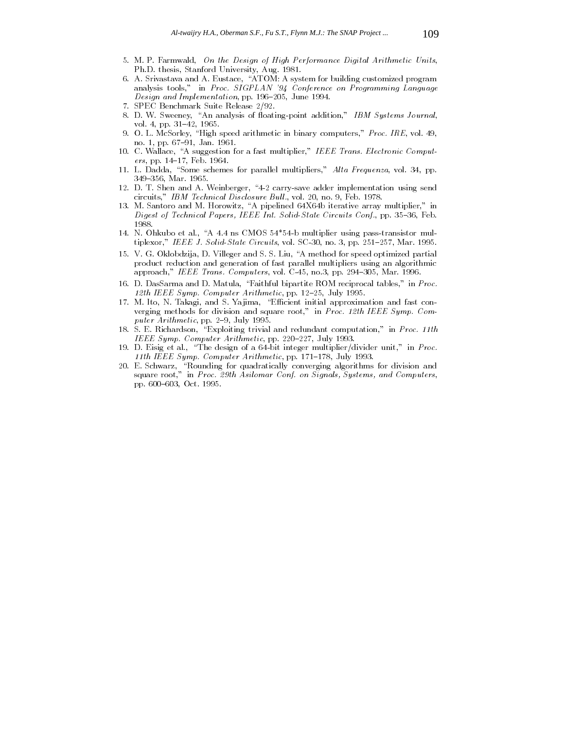5. M. P. Farmwald, *On the Design of High Performance Digital Arithmetic Units*, Ph.D. thesis, Stanford University, Aug. 1981.
6. A. Srivastava and A. Eustace, "ATOM: A system for building customized program analysis tools," in *Proc. SIGPLAN '94 Conference on Programming Language Design and Implementation*, pp. 196–205, June 1994.
7. SPEC Benchmark Suite Release 2/92.
8. D. W. Sweeney, "An analysis of floating-point addition," *IBM Systems Journal*, vol. 4, pp. 31–42, 1965.
9. O. L. McSorley, "High speed arithmetic in binary computers," *Proc. IRE*, vol. 49, no. 1, pp. 67–91, Jan. 1961.
10. C. Wallace, "A suggestion for a fast multiplier," *IEEE Trans. Electronic Computers*, pp. 14–17, Feb. 1964.
11. L. Dadda, "Some schemes for parallel multipliers," *Alta Frequenza*, vol. 34, pp. 349–356, Mar. 1965.
12. D. T. Shen and A. Weinberger, "4-2 carry-save adder implementation using send circuits," *IBM Technical Disclosure Bull.*, vol. 20, no. 9, Feb. 1978.
13. M. Santoro and M. Horowitz, "A pipelined 64X64b iterative array multiplier," in *Digest of Technical Papers, IEEE Int. Solid-State Circuits Conf.*, pp. 35–36, Feb. 1988.
14. N. Ohkubo et al., "A 4.4 ns CMOS 54*54-b multiplier using pass-transistor multiplexor," *IEEE J. Solid-State Circuits*, vol. SC-30, no. 3, pp. 251–257, Mar. 1995.
15. V. G. Oklobdzija, D. Villeger and S. S. Liu, "A method for speed optimized partial product reduction and generation of fast parallel multipliers using an algorithmic approach," *IEEE Trans. Computers*, vol. C-45, no.3, pp. 294–305, Mar. 1996.
16. D. DasSarma and D. Matula, "Faithful bipartite ROM reciprocal tables," in *Proc. 12th IEEE Symp. Computer Arithmetic*, pp. 12–25, July 1995.
17. M. Ito, N. Takagi, and S. Yajima, "Efficient initial approximation and fast converging methods for division and square root," in *Proc. 12th IEEE Symp. Computer Arithmetic*, pp. 2–9, July 1995.
18. S. E. Richardson, "Exploiting trivial and redundant computation," in *Proc. 11th IEEE Symp. Computer Arithmetic*, pp. 220–227, July 1993.
19. D. Eisig et al., "The design of a 64-bit integer multiplier/divider unit," in *Proc. 11th IEEE Symp. Computer Arithmetic*, pp. 171–178, July 1993.
20. E. Schwarz, "Rounding for quadratically converging algorithms for division and square root," in *Proc. 29th Asilomar Conf. on Signals, Systems, and Computers*, pp. 600–603, Oct. 1995.